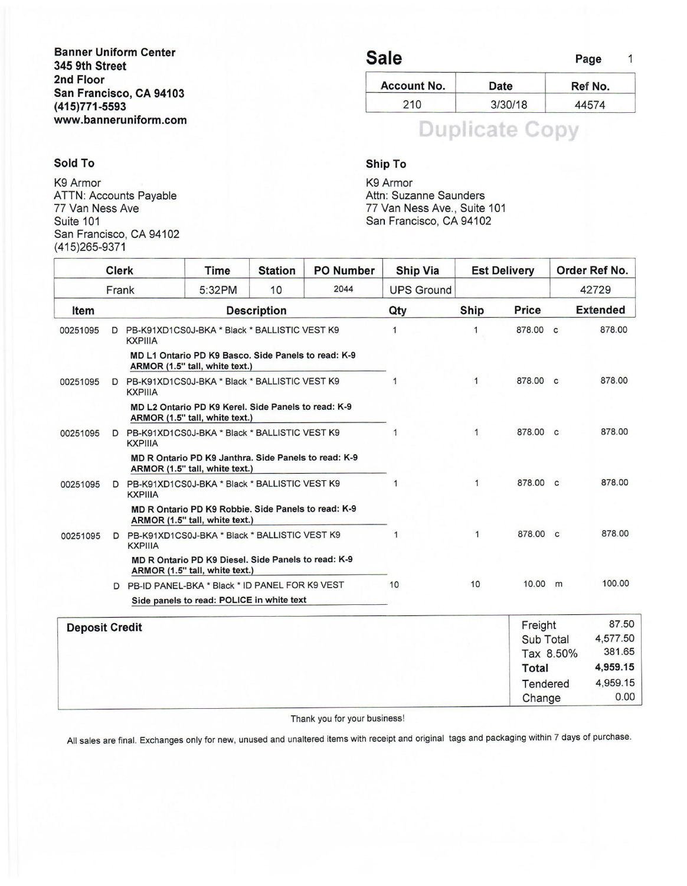**Banner Uniform Center**
**345 9th Street**
**2nd Floor**
**San Francisco, CA 94103**
**(415)771-5593**
**www.banneruniform.com**

# Sale

| Account No. | Date | Ref No. |
|---|---|---|
| 210 | 3/30/18 | 44574 |

Duplicate Copy

**Sold To**

K9 Armor
ATTN: Accounts Payable
77 Van Ness Ave
Suite 101
San Francisco, CA 94102
(415)265-9371

**Ship To**

K9 Armor
Attn: Suzanne Saunders
77 Van Ness Ave., Suite 101
San Francisco, CA 94102

| Clerk | Time | Station | PO Number | Ship Via | Est Delivery | Order Ref No. |
|---|---|---|---|---|---|---|
| Frank | 5:32PM | 10 | 2044 | UPS Ground | | 42729 |

| Item | | Description | Qty | Ship | Price | | Extended |
|---|---|---|---|---|---|---|---|
| 00251095 | D | PB-K91XD1CS0J-BKA * Black * BALLISTIC VEST K9 KXPIIIA<br>**MD L1 Ontario PD K9 Basco. Side Panels to read: K-9 ARMOR (1.5" tall, white text.)** | 1 | 1 | 878.00 | c | 878.00 |
| 00251095 | D | PB-K91XD1CS0J-BKA * Black * BALLISTIC VEST K9 KXPIIIA<br>**MD L2 Ontario PD K9 Kerel. Side Panels to read: K-9 ARMOR (1.5" tall, white text.)** | 1 | 1 | 878.00 | c | 878.00 |
| 00251095 | D | PB-K91XD1CS0J-BKA * Black * BALLISTIC VEST K9 KXPIIIA<br>**MD R Ontario PD K9 Janthra. Side Panels to read: K-9 ARMOR (1.5" tall, white text.)** | 1 | 1 | 878.00 | c | 878.00 |
| 00251095 | D | PB-K91XD1CS0J-BKA * Black * BALLISTIC VEST K9 KXPIIIA<br>**MD R Ontario PD K9 Robbie. Side Panels to read: K-9 ARMOR (1.5" tall, white text.)** | 1 | 1 | 878.00 | c | 878.00 |
| 00251095 | D | PB-K91XD1CS0J-BKA * Black * BALLISTIC VEST K9 KXPIIIA<br>**MD R Ontario PD K9 Diesel. Side Panels to read: K-9 ARMOR (1.5" tall, white text.)** | 1 | 1 | 878.00 | c | 878.00 |
| | D | PB-ID PANEL-BKA * Black * ID PANEL FOR K9 VEST<br>Side panels to read: POLICE in white text | 10 | 10 | 10.00 | m | 100.00 |

**Deposit Credit**

| | |
|---|---|
| Freight | 87.50 |
| Sub Total | 4,577.50 |
| Tax 8.50% | 381.65 |
| **Total** | **4,959.15** |
| Tendered | 4,959.15 |
| Change | 0.00 |

Thank you for your business!

All sales are final. Exchanges only for new, unused and unaltered items with receipt and original tags and packaging within 7 days of purchase.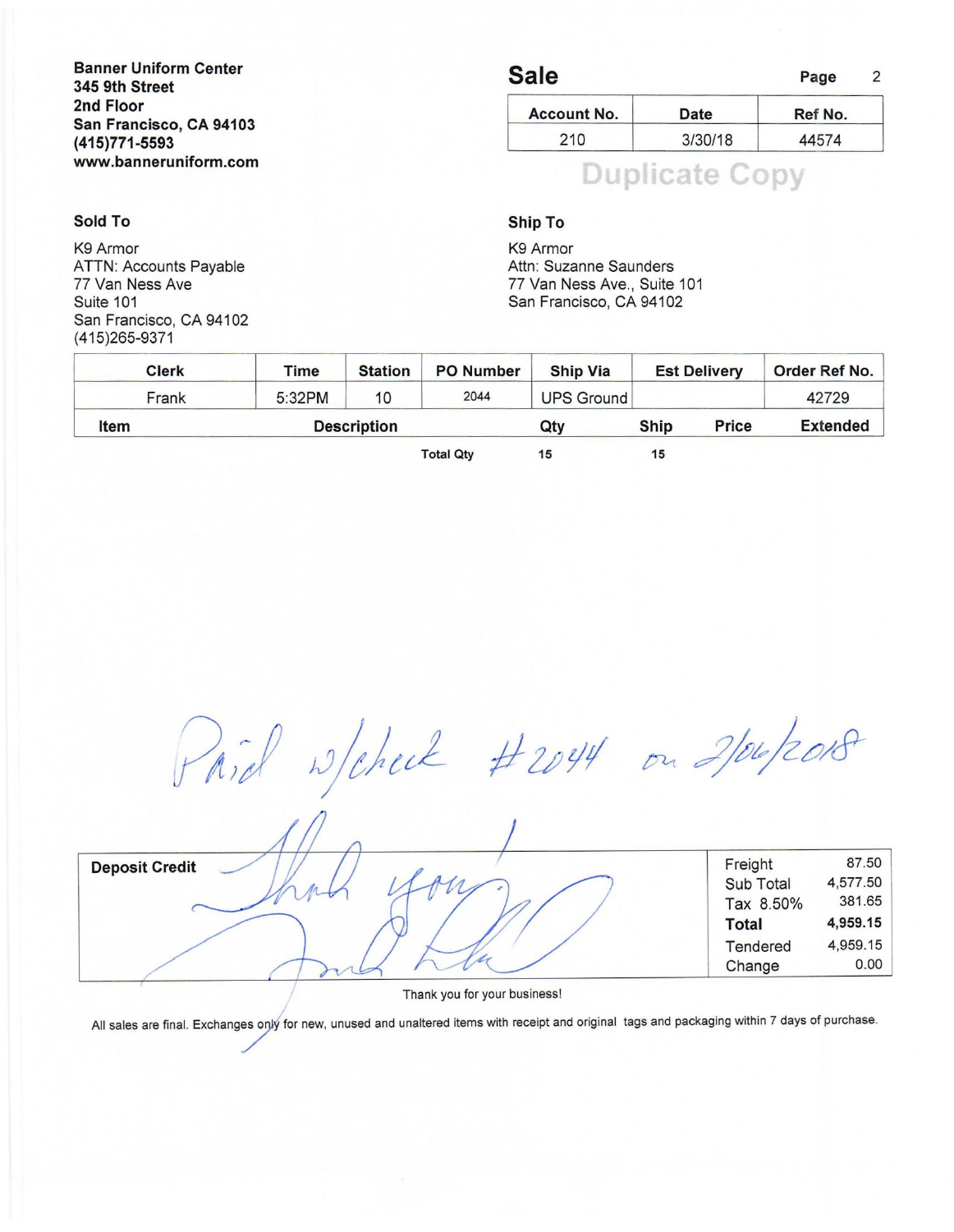**Banner Uniform Center**
**345 9th Street**
**2nd Floor**
**San Francisco, CA 94103**
**(415)771-5593**
**www.banneruniform.com**

# Sale

| Account No. | Date | Ref No. |
|---|---|---|
| 210 | 3/30/18 | 44574 |

Duplicate Copy

**Sold To**

K9 Armor
ATTN: Accounts Payable
77 Van Ness Ave
Suite 101
San Francisco, CA 94102
(415)265-9371

**Ship To**

K9 Armor
Attn: Suzanne Saunders
77 Van Ness Ave., Suite 101
San Francisco, CA 94102

| Clerk | Time | Station | PO Number | Ship Via | Est Delivery | Order Ref No. |
|---|---|---|---|---|---|---|
| Frank | 5:32PM | 10 | 2044 | UPS Ground | | 42729 |

| Item | Description | Qty | Ship | Price | Extended |
|---|---|---|---|---|---|
| | Total Qty | 15 | 15 | | |

Paid w/check #2044 on 2/06/2018

| Deposit Credit | | |
|---|---|---|
| Thank you! | Freight | 87.50 |
| | Sub Total | 4,577.50 |
| | Tax 8.50% | 381.65 |
| | **Total** | **4,959.15** |
| | Tendered | 4,959.15 |
| | Change | 0.00 |

Thank you for your business!

All sales are final. Exchanges only for new, unused and unaltered items with receipt and original tags and packaging within 7 days of purchase.